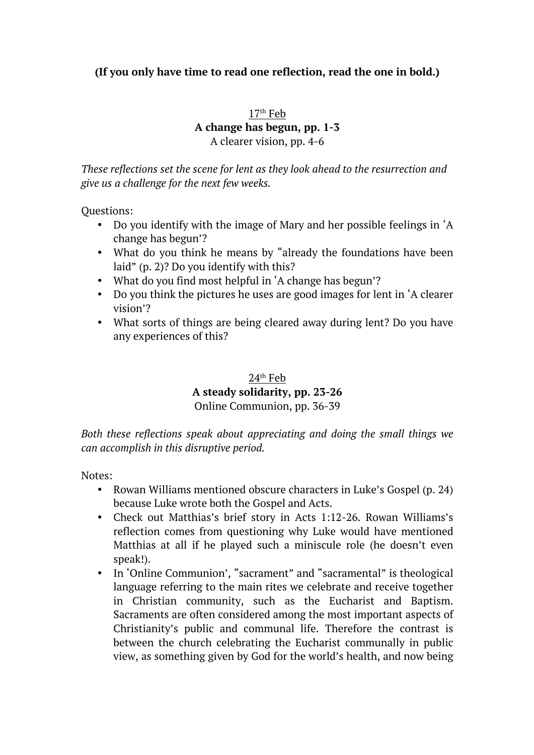**(If you only have time to read one reflection, read the one in bold.)**

17th Feb
**A change has begun, pp. 1-3**
A clearer vision, pp. 4-6

*These reflections set the scene for lent as they look ahead to the resurrection and give us a challenge for the next few weeks.*

Questions:

- Do you identify with the image of Mary and her possible feelings in 'A change has begun'?
- What do you think he means by "already the foundations have been laid" (p. 2)? Do you identify with this?
- What do you find most helpful in 'A change has begun'?
- Do you think the pictures he uses are good images for lent in 'A clearer vision'?
- What sorts of things are being cleared away during lent? Do you have any experiences of this?

24th Feb
**A steady solidarity, pp. 23-26**
Online Communion, pp. 36-39

*Both these reflections speak about appreciating and doing the small things we can accomplish in this disruptive period.*

Notes:

- Rowan Williams mentioned obscure characters in Luke's Gospel (p. 24) because Luke wrote both the Gospel and Acts.
- Check out Matthias's brief story in Acts 1:12-26. Rowan Williams's reflection comes from questioning why Luke would have mentioned Matthias at all if he played such a miniscule role (he doesn't even speak!).
- In 'Online Communion', "sacrament" and "sacramental" is theological language referring to the main rites we celebrate and receive together in Christian community, such as the Eucharist and Baptism. Sacraments are often considered among the most important aspects of Christianity's public and communal life. Therefore the contrast is between the church celebrating the Eucharist communally in public view, as something given by God for the world's health, and now being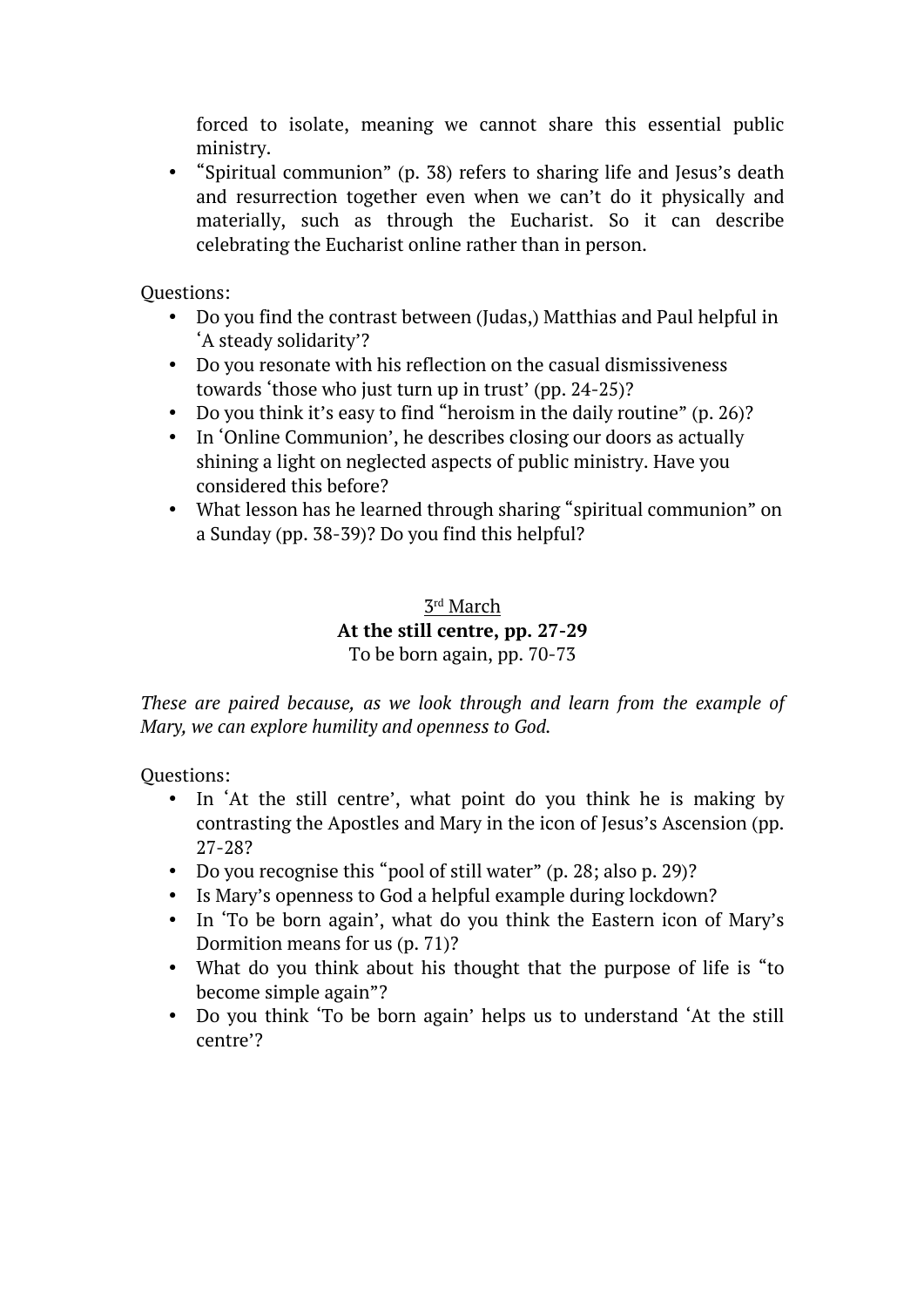forced to isolate, meaning we cannot share this essential public ministry.

- "Spiritual communion" (p. 38) refers to sharing life and Jesus's death and resurrection together even when we can't do it physically and materially, such as through the Eucharist. So it can describe celebrating the Eucharist online rather than in person.

Questions:

- Do you find the contrast between (Judas,) Matthias and Paul helpful in 'A steady solidarity'?
- Do you resonate with his reflection on the casual dismissiveness towards 'those who just turn up in trust' (pp. 24-25)?
- Do you think it's easy to find "heroism in the daily routine" (p. 26)?
- In 'Online Communion', he describes closing our doors as actually shining a light on neglected aspects of public ministry. Have you considered this before?
- What lesson has he learned through sharing "spiritual communion" on a Sunday (pp. 38-39)? Do you find this helpful?

<u>3rd March</u>

**At the still centre, pp. 27-29**

To be born again, pp. 70-73

*These are paired because, as we look through and learn from the example of Mary, we can explore humility and openness to God.*

Questions:

- In 'At the still centre', what point do you think he is making by contrasting the Apostles and Mary in the icon of Jesus's Ascension (pp. 27-28?
- Do you recognise this "pool of still water" (p. 28; also p. 29)?
- Is Mary's openness to God a helpful example during lockdown?
- In 'To be born again', what do you think the Eastern icon of Mary's Dormition means for us (p. 71)?
- What do you think about his thought that the purpose of life is "to become simple again"?
- Do you think 'To be born again' helps us to understand 'At the still centre'?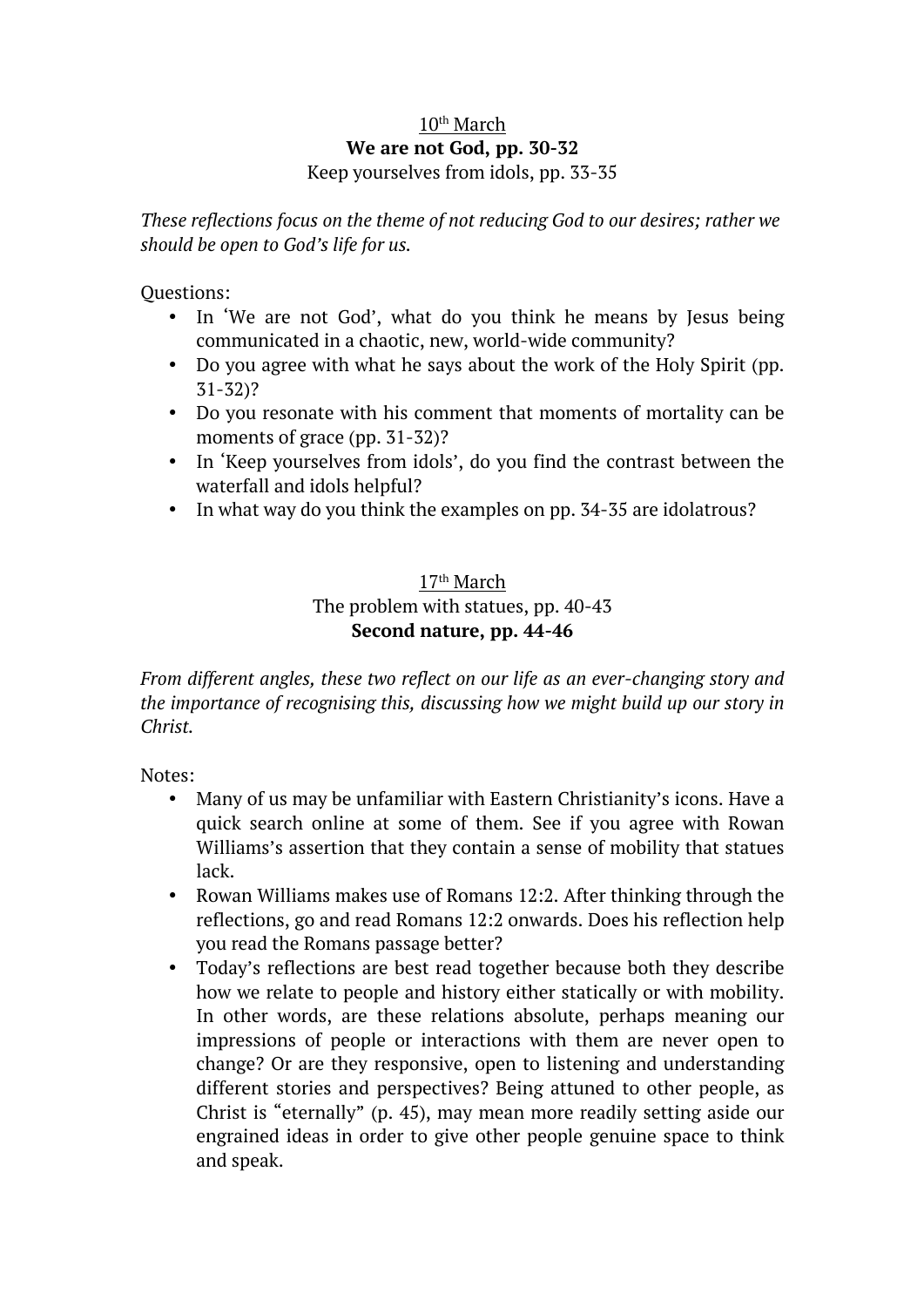10th March

**We are not God, pp. 30-32**

Keep yourselves from idols, pp. 33-35

*These reflections focus on the theme of not reducing God to our desires; rather we should be open to God's life for us.*

Questions:

- In 'We are not God', what do you think he means by Jesus being communicated in a chaotic, new, world-wide community?
- Do you agree with what he says about the work of the Holy Spirit (pp. 31-32)?
- Do you resonate with his comment that moments of mortality can be moments of grace (pp. 31-32)?
- In 'Keep yourselves from idols', do you find the contrast between the waterfall and idols helpful?
- In what way do you think the examples on pp. 34-35 are idolatrous?

17th March

The problem with statues, pp. 40-43

**Second nature, pp. 44-46**

*From different angles, these two reflect on our life as an ever-changing story and the importance of recognising this, discussing how we might build up our story in Christ.*

Notes:

- Many of us may be unfamiliar with Eastern Christianity's icons. Have a quick search online at some of them. See if you agree with Rowan Williams's assertion that they contain a sense of mobility that statues lack.
- Rowan Williams makes use of Romans 12:2. After thinking through the reflections, go and read Romans 12:2 onwards. Does his reflection help you read the Romans passage better?
- Today's reflections are best read together because both they describe how we relate to people and history either statically or with mobility. In other words, are these relations absolute, perhaps meaning our impressions of people or interactions with them are never open to change? Or are they responsive, open to listening and understanding different stories and perspectives? Being attuned to other people, as Christ is "eternally" (p. 45), may mean more readily setting aside our engrained ideas in order to give other people genuine space to think and speak.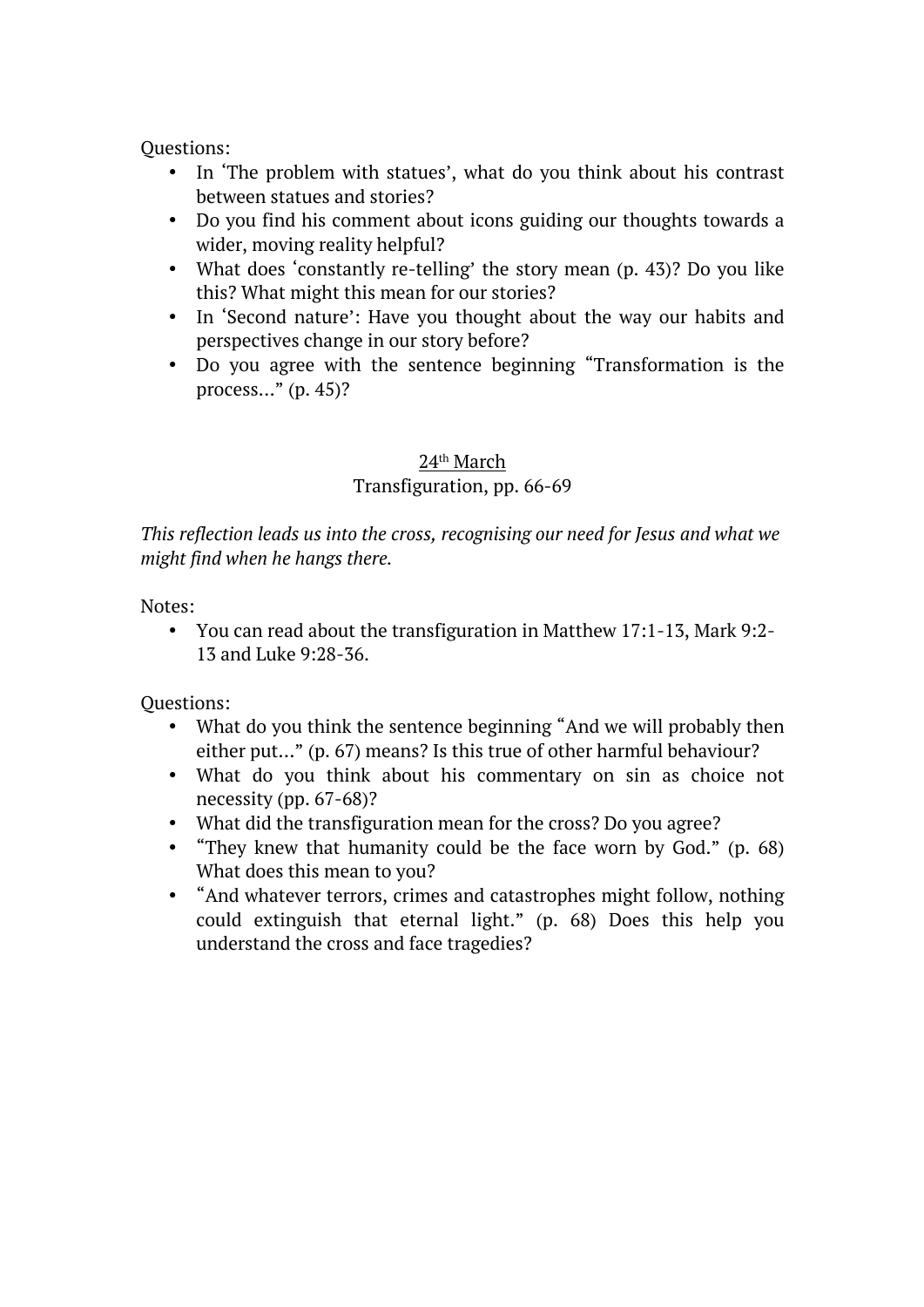Questions:

- In 'The problem with statues', what do you think about his contrast between statues and stories?
- Do you find his comment about icons guiding our thoughts towards a wider, moving reality helpful?
- What does 'constantly re-telling' the story mean (p. 43)? Do you like this? What might this mean for our stories?
- In 'Second nature': Have you thought about the way our habits and perspectives change in our story before?
- Do you agree with the sentence beginning "Transformation is the process…" (p. 45)?

<u>24th March</u>

Transfiguration, pp. 66-69

*This reflection leads us into the cross, recognising our need for Jesus and what we might find when he hangs there.*

Notes:

- You can read about the transfiguration in Matthew 17:1-13, Mark 9:2-13 and Luke 9:28-36.

Questions:

- What do you think the sentence beginning "And we will probably then either put…" (p. 67) means? Is this true of other harmful behaviour?
- What do you think about his commentary on sin as choice not necessity (pp. 67-68)?
- What did the transfiguration mean for the cross? Do you agree?
- "They knew that humanity could be the face worn by God." (p. 68) What does this mean to you?
- "And whatever terrors, crimes and catastrophes might follow, nothing could extinguish that eternal light." (p. 68) Does this help you understand the cross and face tragedies?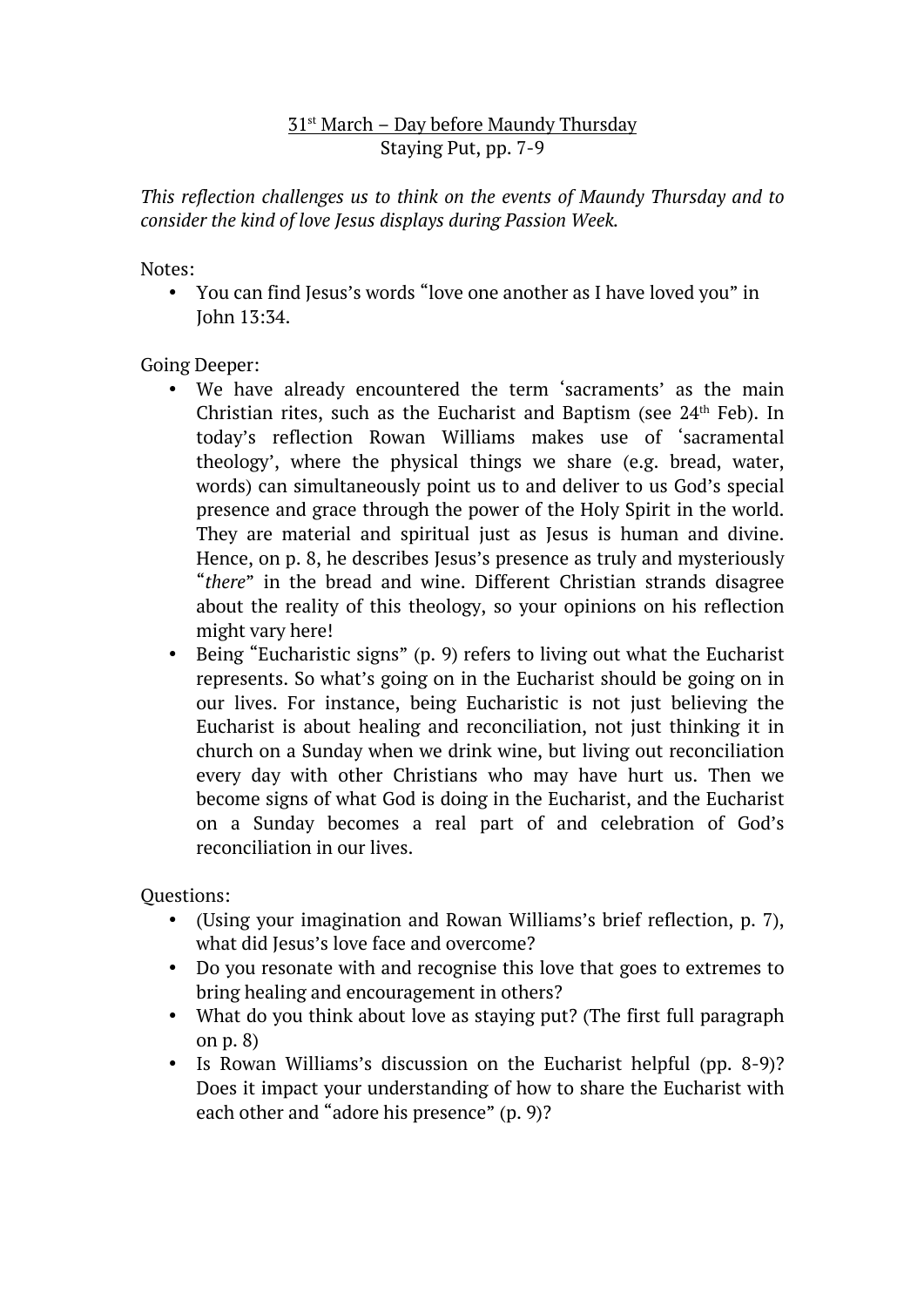<u>31st March – Day before Maundy Thursday</u>
Staying Put, pp. 7-9

*This reflection challenges us to think on the events of Maundy Thursday and to consider the kind of love Jesus displays during Passion Week.*

Notes:

- You can find Jesus's words "love one another as I have loved you" in John 13:34.

Going Deeper:

- We have already encountered the term 'sacraments' as the main Christian rites, such as the Eucharist and Baptism (see 24th Feb). In today's reflection Rowan Williams makes use of 'sacramental theology', where the physical things we share (e.g. bread, water, words) can simultaneously point us to and deliver to us God's special presence and grace through the power of the Holy Spirit in the world. They are material and spiritual just as Jesus is human and divine. Hence, on p. 8, he describes Jesus's presence as truly and mysteriously "*there*" in the bread and wine. Different Christian strands disagree about the reality of this theology, so your opinions on his reflection might vary here!
- Being "Eucharistic signs" (p. 9) refers to living out what the Eucharist represents. So what's going on in the Eucharist should be going on in our lives. For instance, being Eucharistic is not just believing the Eucharist is about healing and reconciliation, not just thinking it in church on a Sunday when we drink wine, but living out reconciliation every day with other Christians who may have hurt us. Then we become signs of what God is doing in the Eucharist, and the Eucharist on a Sunday becomes a real part of and celebration of God's reconciliation in our lives.

Questions:

- (Using your imagination and Rowan Williams's brief reflection, p. 7), what did Jesus's love face and overcome?
- Do you resonate with and recognise this love that goes to extremes to bring healing and encouragement in others?
- What do you think about love as staying put? (The first full paragraph on p. 8)
- Is Rowan Williams's discussion on the Eucharist helpful (pp. 8-9)? Does it impact your understanding of how to share the Eucharist with each other and "adore his presence" (p. 9)?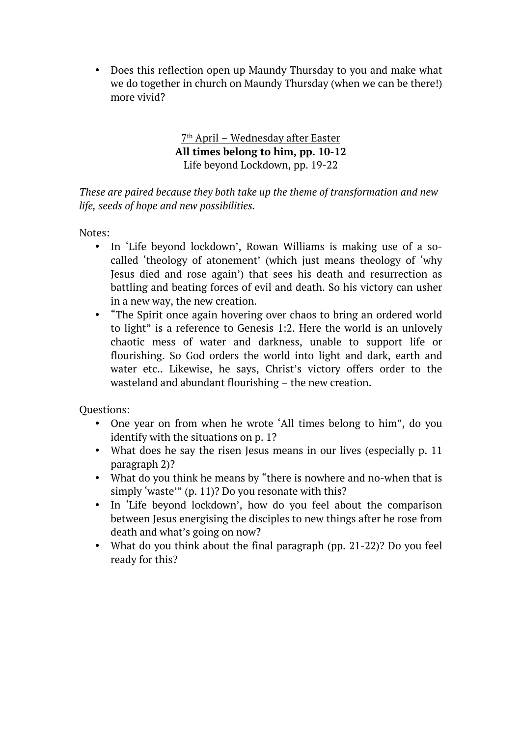- Does this reflection open up Maundy Thursday to you and make what we do together in church on Maundy Thursday (when we can be there!) more vivid?

<u>7th April – Wednesday after Easter</u>

**All times belong to him, pp. 10-12**

Life beyond Lockdown, pp. 19-22

*These are paired because they both take up the theme of transformation and new life, seeds of hope and new possibilities.*

Notes:

- In 'Life beyond lockdown', Rowan Williams is making use of a so-called 'theology of atonement' (which just means theology of 'why Jesus died and rose again') that sees his death and resurrection as battling and beating forces of evil and death. So his victory can usher in a new way, the new creation.
- "The Spirit once again hovering over chaos to bring an ordered world to light" is a reference to Genesis 1:2. Here the world is an unlovely chaotic mess of water and darkness, unable to support life or flourishing. So God orders the world into light and dark, earth and water etc.. Likewise, he says, Christ's victory offers order to the wasteland and abundant flourishing – the new creation.

Questions:

- One year on from when he wrote 'All times belong to him", do you identify with the situations on p. 1?
- What does he say the risen Jesus means in our lives (especially p. 11 paragraph 2)?
- What do you think he means by "there is nowhere and no-when that is simply 'waste'" (p. 11)? Do you resonate with this?
- In 'Life beyond lockdown', how do you feel about the comparison between Jesus energising the disciples to new things after he rose from death and what's going on now?
- What do you think about the final paragraph (pp. 21-22)? Do you feel ready for this?